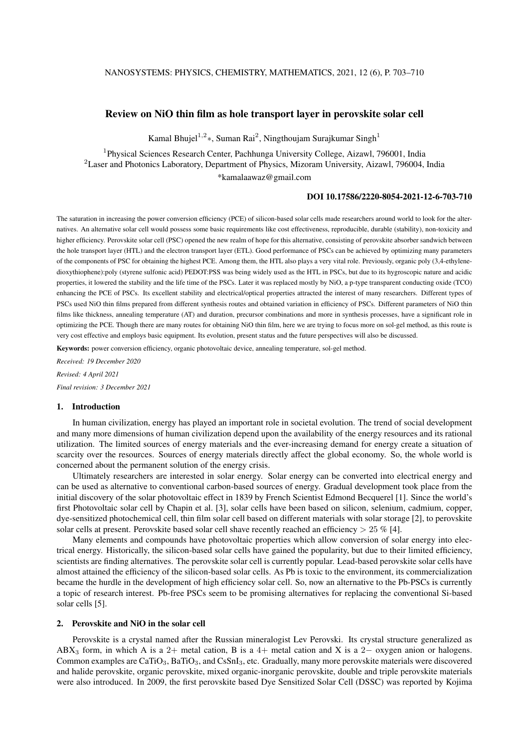# Review on NiO thin film as hole transport layer in perovskite solar cell

Kamal Bhujel[1,2]*, Suman Rai[2], Ningthoujam Surajkumar Singh[1]

[1]Physical Sciences Research Center, Pachhunga University College, Aizawl, 796001, India

[2]Laser and Photonics Laboratory, Department of Physics, Mizoram University, Aizawl, 796004, India

*kamalaawaz@gmail.com

**DOI 10.17586/2220-8054-2021-12-6-703-710**

The saturation in increasing the power conversion efficiency (PCE) of silicon-based solar cells made researchers around world to look for the alternatives. An alternative solar cell would possess some basic requirements like cost effectiveness, reproducible, durable (stability), non-toxicity and higher efficiency. Perovskite solar cell (PSC) opened the new realm of hope for this alternative, consisting of perovskite absorber sandwich between the hole transport layer (HTL) and the electron transport layer (ETL). Good performance of PSCs can be achieved by optimizing many parameters of the components of PSC for obtaining the highest PCE. Among them, the HTL also plays a very vital role. Previously, organic poly (3,4-ethylenedioxythiophene):poly (styrene sulfonic acid) PEDOT:PSS was being widely used as the HTL in PSCs, but due to its hygroscopic nature and acidic properties, it lowered the stability and the life time of the PSCs. Later it was replaced mostly by NiO, a p-type transparent conducting oxide (TCO) enhancing the PCE of PSCs. Its excellent stability and electrical/optical properties attracted the interest of many researchers. Different types of PSCs used NiO thin films prepared from different synthesis routes and obtained variation in efficiency of PSCs. Different parameters of NiO thin films like thickness, annealing temperature (AT) and duration, precursor combinations and more in synthesis processes, have a significant role in optimizing the PCE. Though there are many routes for obtaining NiO thin film, here we are trying to focus more on sol-gel method, as this route is very cost effective and employs basic equipment. Its evolution, present status and the future perspectives will also be discussed.

**Keywords:** power conversion efficiency, organic photovoltaic device, annealing temperature, sol-gel method.

*Received: 19 December 2020*

*Revised: 4 April 2021*

*Final revision: 3 December 2021*

## 1. Introduction

In human civilization, energy has played an important role in societal evolution. The trend of social development and many more dimensions of human civilization depend upon the availability of the energy resources and its rational utilization. The limited sources of energy materials and the ever-increasing demand for energy create a situation of scarcity over the resources. Sources of energy materials directly affect the global economy. So, the whole world is concerned about the permanent solution of the energy crisis.

Ultimately researchers are interested in solar energy. Solar energy can be converted into electrical energy and can be used as alternative to conventional carbon-based sources of energy. Gradual development took place from the initial discovery of the solar photovoltaic effect in 1839 by French Scientist Edmond Becquerel [1]. Since the world's first Photovoltaic solar cell by Chapin et al. [3], solar cells have been based on silicon, selenium, cadmium, copper, dye-sensitized photochemical cell, thin film solar cell based on different materials with solar storage [2], to perovskite solar cells at present. Perovskite based solar cell shave recently reached an efficiency $> 25$ % [4].

Many elements and compounds have photovoltaic properties which allow conversion of solar energy into electrical energy. Historically, the silicon-based solar cells have gained the popularity, but due to their limited efficiency, scientists are finding alternatives. The perovskite solar cell is currently popular. Lead-based perovskite solar cells have almost attained the efficiency of the silicon-based solar cells. As Pb is toxic to the environment, its commercialization became the hurdle in the development of high efficiency solar cell. So, now an alternative to the Pb-PSCs is currently a topic of research interest. Pb-free PSCs seem to be promising alternatives for replacing the conventional Si-based solar cells [5].

## 2. Perovskite and NiO in the solar cell

Perovskite is a crystal named after the Russian mineralogist Lev Perovski. Its crystal structure generalized as $ABX_3$ form, in which A is a $2+$ metal cation, B is a $4+$ metal cation and X is a $2-$ oxygen anion or halogens. Common examples are $CaTiO_3$, $BaTiO_3$, and $CsSnI_3$, etc. Gradually, many more perovskite materials were discovered and halide perovskite, organic perovskite, mixed organic-inorganic perovskite, double and triple perovskite materials were also introduced. In 2009, the first perovskite based Dye Sensitized Solar Cell (DSSC) was reported by Kojima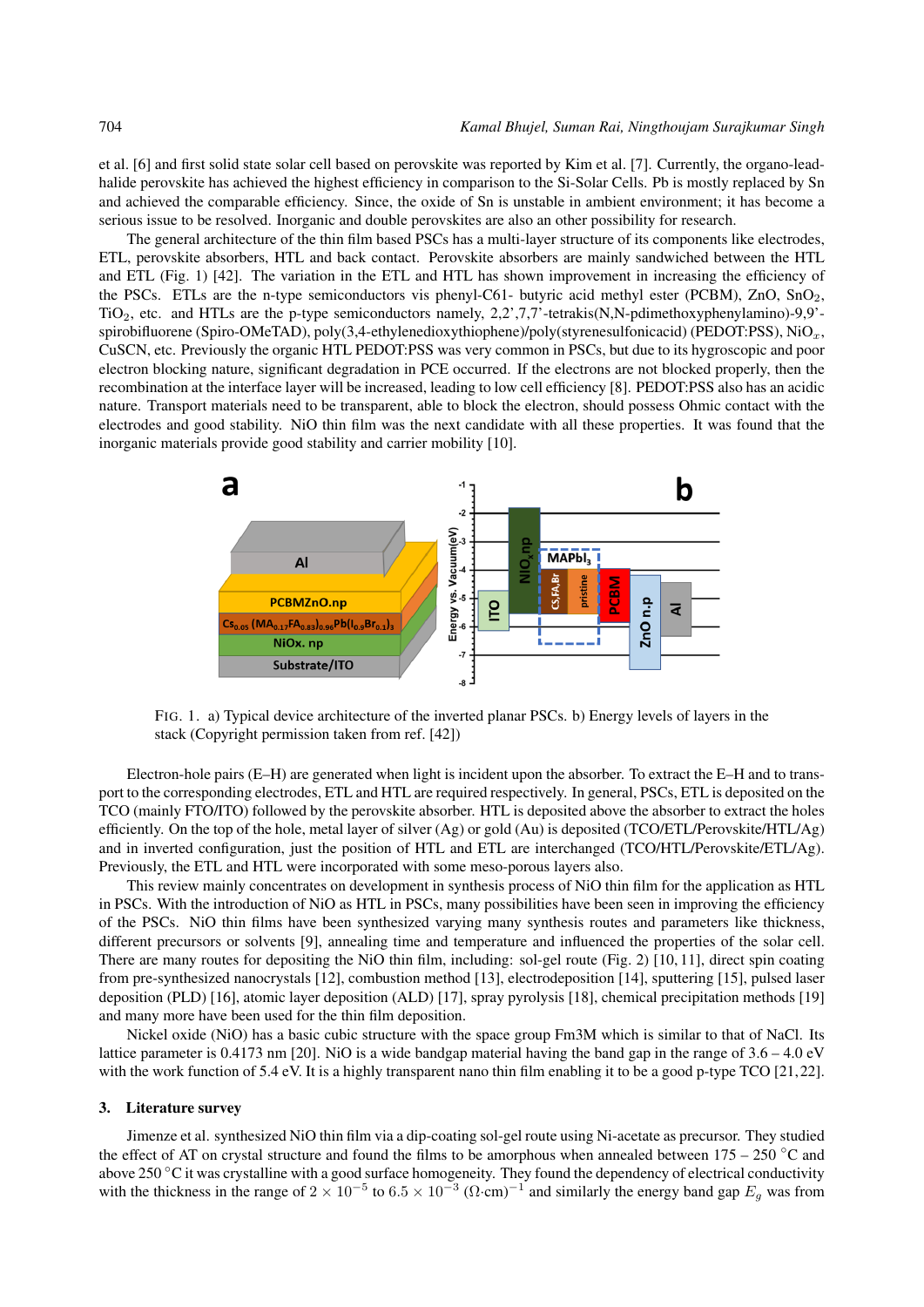et al. [6] and first solid state solar cell based on perovskite was reported by Kim et al. [7]. Currently, the organo-lead-halide perovskite has achieved the highest efficiency in comparison to the Si-Solar Cells. Pb is mostly replaced by Sn and achieved the comparable efficiency. Since, the oxide of Sn is unstable in ambient environment; it has become a serious issue to be resolved. Inorganic and double perovskites are also an other possibility for research.

The general architecture of the thin film based PSCs has a multi-layer structure of its components like electrodes, ETL, perovskite absorbers, HTL and back contact. Perovskite absorbers are mainly sandwiched between the HTL and ETL (Fig. 1) [42]. The variation in the ETL and HTL has shown improvement in increasing the efficiency of the PSCs. ETLs are the n-type semiconductors vis phenyl-C61- butyric acid methyl ester (PCBM), ZnO, $SnO_2$, $TiO_2$, etc. and HTLs are the p-type semiconductors namely, 2,2',7,7'-tetrakis(N,N-pdimethoxyphenylamino)-9,9'-spirobifluorene (Spiro-OMeTAD), poly(3,4-ethylenedioxythiophene)/poly(styrenesulfonicacid) (PEDOT:PSS), $NiO_x$, CuSCN, etc. Previously the organic HTL PEDOT:PSS was very common in PSCs, but due to its hygroscopic and poor electron blocking nature, significant degradation in PCE occurred. If the electrons are not blocked properly, then the recombination at the interface layer will be increased, leading to low cell efficiency [8]. PEDOT:PSS also has an acidic nature. Transport materials need to be transparent, able to block the electron, should possess Ohmic contact with the electrodes and good stability. NiO thin film was the next candidate with all these properties. It was found that the inorganic materials provide good stability and carrier mobility [10].

FIG. 1. a) Typical device architecture of the inverted planar PSCs. b) Energy levels of layers in the stack (Copyright permission taken from ref. [42])

Electron-hole pairs (E–H) are generated when light is incident upon the absorber. To extract the E–H and to transport to the corresponding electrodes, ETL and HTL are required respectively. In general, PSCs, ETL is deposited on the TCO (mainly FTO/ITO) followed by the perovskite absorber. HTL is deposited above the absorber to extract the holes efficiently. On the top of the hole, metal layer of silver (Ag) or gold (Au) is deposited (TCO/ETL/Perovskite/HTL/Ag) and in inverted configuration, just the position of HTL and ETL are interchanged (TCO/HTL/Perovskite/ETL/Ag). Previously, the ETL and HTL were incorporated with some meso-porous layers also.

This review mainly concentrates on development in synthesis process of NiO thin film for the application as HTL in PSCs. With the introduction of NiO as HTL in PSCs, many possibilities have been seen in improving the efficiency of the PSCs. NiO thin films have been synthesized varying many synthesis routes and parameters like thickness, different precursors or solvents [9], annealing time and temperature and influenced the properties of the solar cell. There are many routes for depositing the NiO thin film, including: sol-gel route (Fig. 2) [10, 11], direct spin coating from pre-synthesized nanocrystals [12], combustion method [13], electrodeposition [14], sputtering [15], pulsed laser deposition (PLD) [16], atomic layer deposition (ALD) [17], spray pyrolysis [18], chemical precipitation methods [19] and many more have been used for the thin film deposition.

Nickel oxide (NiO) has a basic cubic structure with the space group Fm3M which is similar to that of NaCl. Its lattice parameter is 0.4173 nm [20]. NiO is a wide bandgap material having the band gap in the range of 3.6 – 4.0 eV with the work function of 5.4 eV. It is a highly transparent nano thin film enabling it to be a good p-type TCO [21, 22].

## 3. Literature survey

Jimenze et al. synthesized NiO thin film via a dip-coating sol-gel route using Ni-acetate as precursor. They studied the effect of AT on crystal structure and found the films to be amorphous when annealed between 175 – 250 °C and above 250 °C it was crystalline with a good surface homogeneity. They found the dependency of electrical conductivity with the thickness in the range of $2 \times 10^{-5}$ to $6.5 \times 10^{-3}$ $(\Omega{\cdot}\mathrm{cm})^{-1}$ and similarly the energy band gap $E_g$ was from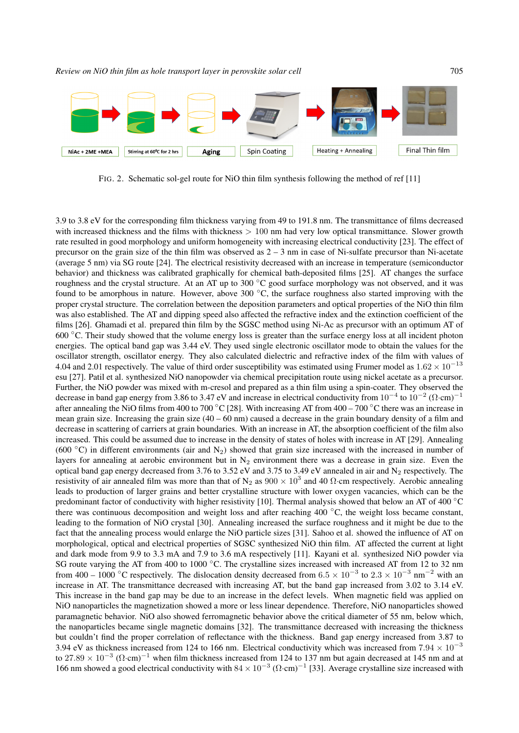FIG. 2. Schematic sol-gel route for NiO thin film synthesis following the method of ref [11]

3.9 to 3.8 eV for the corresponding film thickness varying from 49 to 191.8 nm. The transmittance of films decreased with increased thickness and the films with thickness $> 100$ nm had very low optical transmittance. Slower growth rate resulted in good morphology and uniform homogeneity with increasing electrical conductivity [23]. The effect of precursor on the grain size of the thin film was observed as 2 – 3 nm in case of Ni-sulfate precursor than Ni-acetate (average 5 nm) via SG route [24]. The electrical resistivity decreased with an increase in temperature (semiconductor behavior) and thickness was calibrated graphically for chemical bath-deposited films [25]. AT changes the surface roughness and the crystal structure. At an AT up to 300 °C good surface morphology was not observed, and it was found to be amorphous in nature. However, above 300 °C, the surface roughness also started improving with the proper crystal structure. The correlation between the deposition parameters and optical properties of the NiO thin film was also established. The AT and dipping speed also affected the refractive index and the extinction coefficient of the films [26]. Ghamadi et al. prepared thin film by the SGSC method using Ni-Ac as precursor with an optimum AT of 600 °C. Their study showed that the volume energy loss is greater than the surface energy loss at all incident photon energies. The optical band gap was 3.44 eV. They used single electronic oscillator mode to obtain the values for the oscillator strength, oscillator energy. They also calculated dielectric and refractive index of the film with values of 4.04 and 2.01 respectively. The value of third order susceptibility was estimated using Frumer model as $1.62 \times 10^{-13}$ esu [27]. Patil et al. synthesized NiO nanopowder via chemical precipitation route using nickel acetate as a precursor. Further, the NiO powder was mixed with m-cresol and prepared as a thin film using a spin-coater. They observed the decrease in band gap energy from 3.86 to 3.47 eV and increase in electrical conductivity from $10^{-4}$ to $10^{-2}$ $(\Omega{\cdot}\text{cm})^{-1}$ after annealing the NiO films from 400 to 700 °C [28]. With increasing AT from 400 – 700 °C there was an increase in mean grain size. Increasing the grain size (40 – 60 nm) caused a decrease in the grain boundary density of a film and decrease in scattering of carriers at grain boundaries. With an increase in AT, the absorption coefficient of the film also increased. This could be assumed due to increase in the density of states of holes with increase in AT [29]. Annealing (600 °C) in different environments (air and $N_2$) showed that grain size increased with the increased in number of layers for annealing at aerobic environment but in $N_2$ environment there was a decrease in grain size. Even the optical band gap energy decreased from 3.76 to 3.52 eV and 3.75 to 3.49 eV annealed in air and $N_2$ respectively. The resistivity of air annealed film was more than that of $N_2$ as $900 \times 10^3$ and 40 $\Omega{\cdot}$cm respectively. Aerobic annealing leads to production of larger grains and better crystalline structure with lower oxygen vacancies, which can be the predominant factor of conductivity with higher resistivity [10]. Thermal analysis showed that below an AT of 400 °C there was continuous decomposition and weight loss and after reaching 400 °C, the weight loss became constant, leading to the formation of NiO crystal [30]. Annealing increased the surface roughness and it might be due to the fact that the annealing process would enlarge the NiO particle sizes [31]. Sahoo et al. showed the influence of AT on morphological, optical and electrical properties of SGSC synthesized NiO thin film. AT affected the current at light and dark mode from 9.9 to 3.3 mA and 7.9 to 3.6 mA respectively [11]. Kayani et al. synthesized NiO powder via SG route varying the AT from 400 to 1000 °C. The crystalline sizes increased with increased AT from 12 to 32 nm from 400 – 1000 °C respectively. The dislocation density decreased from $6.5 \times 10^{-3}$ to $2.3 \times 10^{-3}$ nm$^{-2}$ with an increase in AT. The transmittance decreased with increasing AT, but the band gap increased from 3.02 to 3.14 eV. This increase in the band gap may be due to an increase in the defect levels. When magnetic field was applied on NiO nanoparticles the magnetization showed a more or less linear dependence. Therefore, NiO nanoparticles showed paramagnetic behavior. NiO also showed ferromagnetic behavior above the critical diameter of 55 nm, below which, the nanoparticles became single magnetic domains [32]. The transmittance decreased with increasing the thickness but couldn't find the proper correlation of reflectance with the thickness. Band gap energy increased from 3.87 to 3.94 eV as thickness increased from 124 to 166 nm. Electrical conductivity which was increased from $7.94 \times 10^{-3}$ to $27.89 \times 10^{-3}$ $(\Omega{\cdot}\text{cm})^{-1}$ when film thickness increased from 124 to 137 nm but again decreased at 145 nm and at 166 nm showed a good electrical conductivity with $84 \times 10^{-3}$ $(\Omega{\cdot}\text{cm})^{-1}$ [33]. Average crystalline size increased with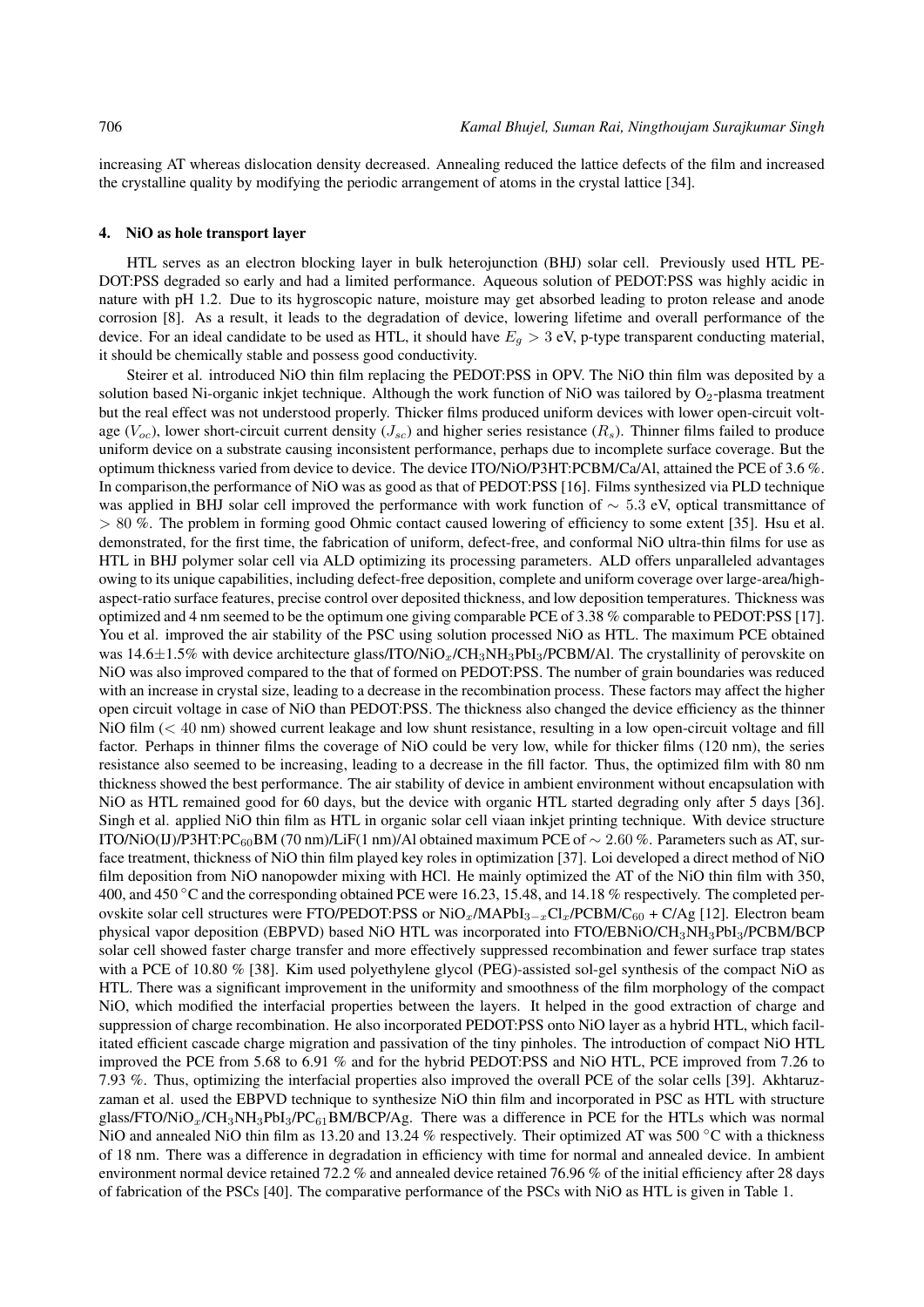increasing AT whereas dislocation density decreased. Annealing reduced the lattice defects of the film and increased the crystalline quality by modifying the periodic arrangement of atoms in the crystal lattice [34].

## 4. NiO as hole transport layer

HTL serves as an electron blocking layer in bulk heterojunction (BHJ) solar cell. Previously used HTL PEDOT:PSS degraded so early and had a limited performance. Aqueous solution of PEDOT:PSS was highly acidic in nature with pH 1.2. Due to its hygroscopic nature, moisture may get absorbed leading to proton release and anode corrosion [8]. As a result, it leads to the degradation of device, lowering lifetime and overall performance of the device. For an ideal candidate to be used as HTL, it should have $E_g > 3$ eV, p-type transparent conducting material, it should be chemically stable and possess good conductivity.

Steirer et al. introduced NiO thin film replacing the PEDOT:PSS in OPV. The NiO thin film was deposited by a solution based Ni-organic inkjet technique. Although the work function of NiO was tailored by $O_2$-plasma treatment but the real effect was not understood properly. Thicker films produced uniform devices with lower open-circuit voltage ($V_{oc}$), lower short-circuit current density ($J_{sc}$) and higher series resistance ($R_s$). Thinner films failed to produce uniform device on a substrate causing inconsistent performance, perhaps due to incomplete surface coverage. But the optimum thickness varied from device to device. The device ITO/NiO/P3HT:PCBM/Ca/Al, attained the PCE of 3.6 %. In comparison,the performance of NiO was as good as that of PEDOT:PSS [16]. Films synthesized via PLD technique was applied in BHJ solar cell improved the performance with work function of $\sim 5.3$ eV, optical transmittance of $> 80$ %. The problem in forming good Ohmic contact caused lowering of efficiency to some extent [35]. Hsu et al. demonstrated, for the first time, the fabrication of uniform, defect-free, and conformal NiO ultra-thin films for use as HTL in BHJ polymer solar cell via ALD optimizing its processing parameters. ALD offers unparalleled advantages owing to its unique capabilities, including defect-free deposition, complete and uniform coverage over large-area/high-aspect-ratio surface features, precise control over deposited thickness, and low deposition temperatures. Thickness was optimized and 4 nm seemed to be the optimum one giving comparable PCE of 3.38 % comparable to PEDOT:PSS [17]. You et al. improved the air stability of the PSC using solution processed NiO as HTL. The maximum PCE obtained was 14.6±1.5% with device architecture glass/ITO/$NiO_x$/$CH_3NH_3PbI_3$/PCBM/Al. The crystallinity of perovskite on NiO was also improved compared to the that of formed on PEDOT:PSS. The number of grain boundaries was reduced with an increase in crystal size, leading to a decrease in the recombination process. These factors may affect the higher open circuit voltage in case of NiO than PEDOT:PSS. The thickness also changed the device efficiency as the thinner NiO film ($< 40$ nm) showed current leakage and low shunt resistance, resulting in a low open-circuit voltage and fill factor. Perhaps in thinner films the coverage of NiO could be very low, while for thicker films (120 nm), the series resistance also seemed to be increasing, leading to a decrease in the fill factor. Thus, the optimized film with 80 nm thickness showed the best performance. The air stability of device in ambient environment without encapsulation with NiO as HTL remained good for 60 days, but the device with organic HTL started degrading only after 5 days [36]. Singh et al. applied NiO thin film as HTL in organic solar cell viaan inkjet printing technique. With device structure ITO/NiO(IJ)/P3HT:$PC_{60}$BM (70 nm)/LiF(1 nm)/Al obtained maximum PCE of $\sim 2.60$ %. Parameters such as AT, surface treatment, thickness of NiO thin film played key roles in optimization [37]. Loi developed a direct method of NiO film deposition from NiO nanopowder mixing with HCl. He mainly optimized the AT of the NiO thin film with 350, 400, and 450 °C and the corresponding obtained PCE were 16.23, 15.48, and 14.18 % respectively. The completed perovskite solar cell structures were FTO/PEDOT:PSS or $NiO_x$/$MAPbI_{3-x}Cl_x$/PCBM/$C_{60}$ + C/Ag [12]. Electron beam physical vapor deposition (EBPVD) based NiO HTL was incorporated into FTO/EBNiO/$CH_3NH_3PbI_3$/PCBM/BCP solar cell showed faster charge transfer and more effectively suppressed recombination and fewer surface trap states with a PCE of 10.80 % [38]. Kim used polyethylene glycol (PEG)-assisted sol-gel synthesis of the compact NiO as HTL. There was a significant improvement in the uniformity and smoothness of the film morphology of the compact NiO, which modified the interfacial properties between the layers. It helped in the good extraction of charge and suppression of charge recombination. He also incorporated PEDOT:PSS onto NiO layer as a hybrid HTL, which facilitated efficient cascade charge migration and passivation of the tiny pinholes. The introduction of compact NiO HTL improved the PCE from 5.68 to 6.91 % and for the hybrid PEDOT:PSS and NiO HTL, PCE improved from 7.26 to 7.93 %. Thus, optimizing the interfacial properties also improved the overall PCE of the solar cells [39]. Akhtaruzzaman et al. used the EBPVD technique to synthesize NiO thin film and incorporated in PSC as HTL with structure glass/FTO/$NiO_x$/$CH_3NH_3PbI_3$/$PC_{61}$BM/BCP/Ag. There was a difference in PCE for the HTLs which was normal NiO and annealed NiO thin film as 13.20 and 13.24 % respectively. Their optimized AT was 500 °C with a thickness of 18 nm. There was a difference in degradation in efficiency with time for normal and annealed device. In ambient environment normal device retained 72.2 % and annealed device retained 76.96 % of the initial efficiency after 28 days of fabrication of the PSCs [40]. The comparative performance of the PSCs with NiO as HTL is given in Table 1.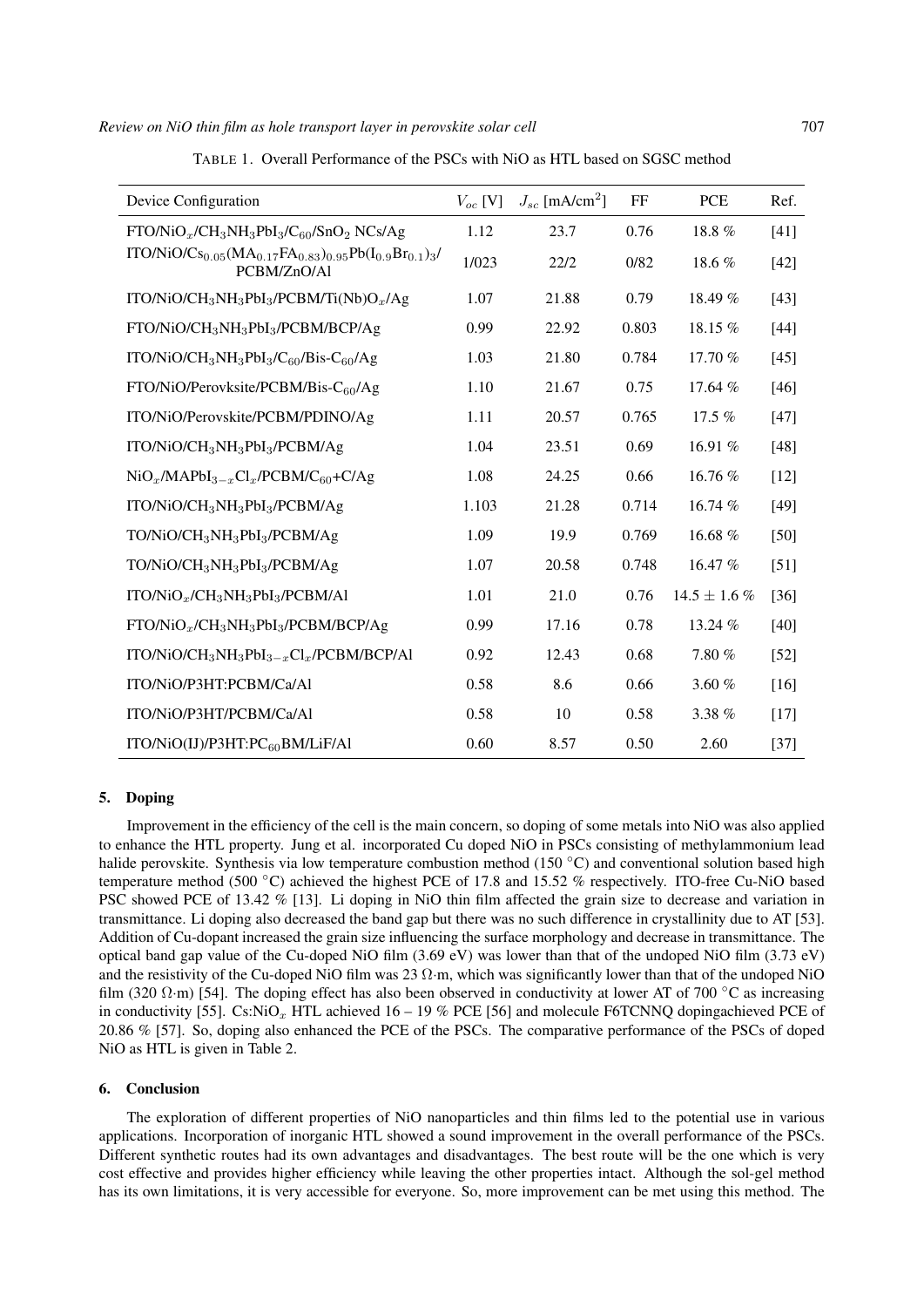TABLE 1. Overall Performance of the PSCs with NiO as HTL based on SGSC method

| Device Configuration | $V_{oc}$ [V] | $J_{sc}$ [mA/cm$^2$] | FF | PCE | Ref. |
|---|---|---|---|---|---|
| FTO/$NiO_x$/$CH_3NH_3PbI_3$/$C_{60}$/$SnO_2$ NCs/Ag | 1.12 | 23.7 | 0.76 | 18.8 % | [41] |
| ITO/NiO/$Cs_{0.05}(MA_{0.17}FA_{0.83})_{0.95}Pb(I_{0.9}Br_{0.1})_3$/ PCBM/ZnO/Al | 1/023 | 22/2 | 0/82 | 18.6 % | [42] |
| ITO/NiO/$CH_3NH_3PbI_3$/PCBM/$Ti(Nb)O_x$/Ag | 1.07 | 21.88 | 0.79 | 18.49 % | [43] |
| FTO/NiO/$CH_3NH_3PbI_3$/PCBM/BCP/Ag | 0.99 | 22.92 | 0.803 | 18.15 % | [44] |
| ITO/NiO/$CH_3NH_3PbI_3$/$C_{60}$/Bis-$C_{60}$/Ag | 1.03 | 21.80 | 0.784 | 17.70 % | [45] |
| FTO/NiO/Perovksite/PCBM/Bis-$C_{60}$/Ag | 1.10 | 21.67 | 0.75 | 17.64 % | [46] |
| ITO/NiO/Perovskite/PCBM/PDINO/Ag | 1.11 | 20.57 | 0.765 | 17.5 % | [47] |
| ITO/NiO/$CH_3NH_3PbI_3$/PCBM/Ag | 1.04 | 23.51 | 0.69 | 16.91 % | [48] |
| $NiO_x$/$MAPbI_{3-x}Cl_x$/PCBM/$C_{60}$+C/Ag | 1.08 | 24.25 | 0.66 | 16.76 % | [12] |
| ITO/NiO/$CH_3NH_3PbI_3$/PCBM/Ag | 1.103 | 21.28 | 0.714 | 16.74 % | [49] |
| TO/NiO/$CH_3NH_3PbI_3$/PCBM/Ag | 1.09 | 19.9 | 0.769 | 16.68 % | [50] |
| TO/NiO/$CH_3NH_3PbI_3$/PCBM/Ag | 1.07 | 20.58 | 0.748 | 16.47 % | [51] |
| ITO/$NiO_x$/$CH_3NH_3PbI_3$/PCBM/Al | 1.01 | 21.0 | 0.76 | 14.5 ± 1.6 % | [36] |
| FTO/$NiO_x$/$CH_3NH_3PbI_3$/PCBM/BCP/Ag | 0.99 | 17.16 | 0.78 | 13.24 % | [40] |
| ITO/NiO/$CH_3NH_3PbI_{3-x}Cl_x$/PCBM/BCP/Al | 0.92 | 12.43 | 0.68 | 7.80 % | [52] |
| ITO/NiO/P3HT:PCBM/Ca/Al | 0.58 | 8.6 | 0.66 | 3.60 % | [16] |
| ITO/NiO/P3HT/PCBM/Ca/Al | 0.58 | 10 | 0.58 | 3.38 % | [17] |
| ITO/NiO(IJ)/P3HT:$PC_{60}$BM/LiF/Al | 0.60 | 8.57 | 0.50 | 2.60 | [37] |

## 5. Doping

Improvement in the efficiency of the cell is the main concern, so doping of some metals into NiO was also applied to enhance the HTL property. Jung et al. incorporated Cu doped NiO in PSCs consisting of methylammonium lead halide perovskite. Synthesis via low temperature combustion method (150 °C) and conventional solution based high temperature method (500 °C) achieved the highest PCE of 17.8 and 15.52 % respectively. ITO-free Cu-NiO based PSC showed PCE of 13.42 % [13]. Li doping in NiO thin film affected the grain size to decrease and variation in transmittance. Li doping also decreased the band gap but there was no such difference in crystallinity due to AT [53]. Addition of Cu-dopant increased the grain size influencing the surface morphology and decrease in transmittance. The optical band gap value of the Cu-doped NiO film (3.69 eV) was lower than that of the undoped NiO film (3.73 eV) and the resistivity of the Cu-doped NiO film was 23 Ω·m, which was significantly lower than that of the undoped NiO film (320 Ω·m) [54]. The doping effect has also been observed in conductivity at lower AT of 700 °C as increasing in conductivity [55]. Cs:$NiO_x$ HTL achieved 16 – 19 % PCE [56] and molecule F6TCNNQ dopingachieved PCE of 20.86 % [57]. So, doping also enhanced the PCE of the PSCs. The comparative performance of the PSCs of doped NiO as HTL is given in Table 2.

## 6. Conclusion

The exploration of different properties of NiO nanoparticles and thin films led to the potential use in various applications. Incorporation of inorganic HTL showed a sound improvement in the overall performance of the PSCs. Different synthetic routes had its own advantages and disadvantages. The best route will be the one which is very cost effective and provides higher efficiency while leaving the other properties intact. Although the sol-gel method has its own limitations, it is very accessible for everyone. So, more improvement can be met using this method. The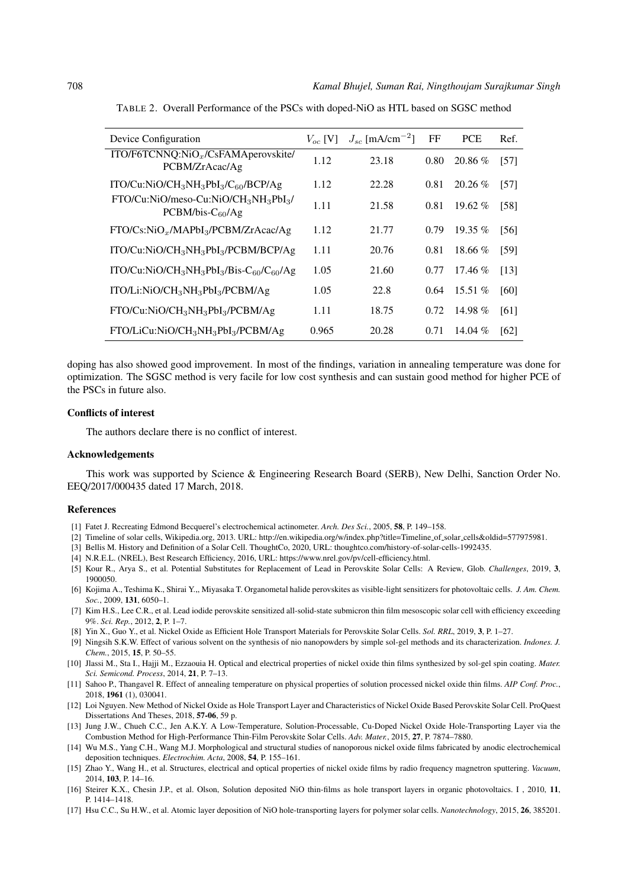TABLE 2. Overall Performance of the PSCs with doped-NiO as HTL based on SGSC method

| Device Configuration | $V_{oc}$ [V] | $J_{sc}$ [mA/cm$^{-2}$] | FF | PCE | Ref. |
|---|---|---|---|---|---|
| ITO/F6TCNNQ:$NiO_x$/CsFAMAperovskite/ PCBM/ZrAcac/Ag | 1.12 | 23.18 | 0.80 | 20.86 % | [57] |
| ITO/Cu:NiO/$CH_3NH_3PbI_3$/$C_{60}$/BCP/Ag | 1.12 | 22.28 | 0.81 | 20.26 % | [57] |
| FTO/Cu:NiO/meso-Cu:NiO/$CH_3NH_3PbI_3$/ PCBM/bis-$C_{60}$/Ag | 1.11 | 21.58 | 0.81 | 19.62 % | [58] |
| FTO/Cs:$NiO_x$/$MAPbI_3$/PCBM/ZrAcac/Ag | 1.12 | 21.77 | 0.79 | 19.35 % | [56] |
| ITO/Cu:NiO/$CH_3NH_3PbI_3$/PCBM/BCP/Ag | 1.11 | 20.76 | 0.81 | 18.66 % | [59] |
| ITO/Cu:NiO/$CH_3NH_3PbI_3$/Bis-$C_{60}$/$C_{60}$/Ag | 1.05 | 21.60 | 0.77 | 17.46 % | [13] |
| ITO/Li:NiO/$CH_3NH_3PbI_3$/PCBM/Ag | 1.05 | 22.8 | 0.64 | 15.51 % | [60] |
| FTO/Cu:NiO/$CH_3NH_3PbI_3$/PCBM/Ag | 1.11 | 18.75 | 0.72 | 14.98 % | [61] |
| FTO/LiCu:NiO/$CH_3NH_3PbI_3$/PCBM/Ag | 0.965 | 20.28 | 0.71 | 14.04 % | [62] |

doping has also showed good improvement. In most of the findings, variation in annealing temperature was done for optimization. The SGSC method is very facile for low cost synthesis and can sustain good method for higher PCE of the PSCs in future also.

### Conflicts of interest

The authors declare there is no conflict of interest.

### Acknowledgements

This work was supported by Science & Engineering Research Board (SERB), New Delhi, Sanction Order No. EEQ/2017/000435 dated 17 March, 2018.

### References

[1] Fatet J. Recreating Edmond Becquerel's electrochemical actinometer. *Arch. Des Sci.*, 2005, **58**, P. 149–158.

[2] Timeline of solar cells, Wikipedia.org, 2013. URL: http://en.wikipedia.org/w/index.php?title=Timeline_of_solar_cells&oldid=577975981.

[3] Bellis M. History and Definition of a Solar Cell. ThoughtCo, 2020, URL: thoughtco.com/history-of-solar-cells-1992435.

[4] N.R.E.L. (NREL), Best Research Efficiency, 2016, URL: https://www.nrel.gov/pv/cell-efficiency.html.

[5] Kour R., Arya S., et al. Potential Substitutes for Replacement of Lead in Perovskite Solar Cells: A Review, Glob. *Challenges*, 2019, **3**, 1900050.

[6] Kojima A., Teshima K., Shirai Y.,, Miyasaka T. Organometal halide perovskites as visible-light sensitizers for photovoltaic cells. *J. Am. Chem. Soc.*, 2009, **131**, 6050–1.

[7] Kim H.S., Lee C.R., et al. Lead iodide perovskite sensitized all-solid-state submicron thin film mesoscopic solar cell with efficiency exceeding 9%. *Sci. Rep.*, 2012, **2**, P. 1–7.

[8] Yin X., Guo Y., et al. Nickel Oxide as Efficient Hole Transport Materials for Perovskite Solar Cells. *Sol. RRL*, 2019, **3**, P. 1–27.

[9] Ningsih S.K.W. Effect of various solvent on the synthesis of nio nanopowders by simple sol-gel methods and its characterization. *Indones. J. Chem.*, 2015, **15**, P. 50–55.

[10] Jlassi M., Sta I., Hajji M., Ezzaouia H. Optical and electrical properties of nickel oxide thin films synthesized by sol-gel spin coating. *Mater. Sci. Semicond. Process*, 2014, **21**, P. 7–13.

[11] Sahoo P., Thangavel R. Effect of annealing temperature on physical properties of solution processed nickel oxide thin films. *AIP Conf. Proc.*, 2018, **1961** (1), 030041.

[12] Loi Nguyen. New Method of Nickel Oxide as Hole Transport Layer and Characteristics of Nickel Oxide Based Perovskite Solar Cell. ProQuest Dissertations And Theses, 2018, **57-06**, 59 p.

[13] Jung J.W., Chueh C.C., Jen A.K.Y. A Low-Temperature, Solution-Processable, Cu-Doped Nickel Oxide Hole-Transporting Layer via the Combustion Method for High-Performance Thin-Film Perovskite Solar Cells. *Adv. Mater.*, 2015, **27**, P. 7874–7880.

[14] Wu M.S., Yang C.H., Wang M.J. Morphological and structural studies of nanoporous nickel oxide films fabricated by anodic electrochemical deposition techniques. *Electrochim. Acta*, 2008, **54**, P. 155–161.

[15] Zhao Y., Wang H., et al. Structures, electrical and optical properties of nickel oxide films by radio frequency magnetron sputtering. *Vacuum*, 2014, **103**, P. 14–16.

[16] Steirer K.X., Chesin J.P., et al. Olson, Solution deposited NiO thin-films as hole transport layers in organic photovoltaics. I , 2010, **11**, P. 1414–1418.

[17] Hsu C.C., Su H.W., et al. Atomic layer deposition of NiO hole-transporting layers for polymer solar cells. *Nanotechnology*, 2015, **26**, 385201.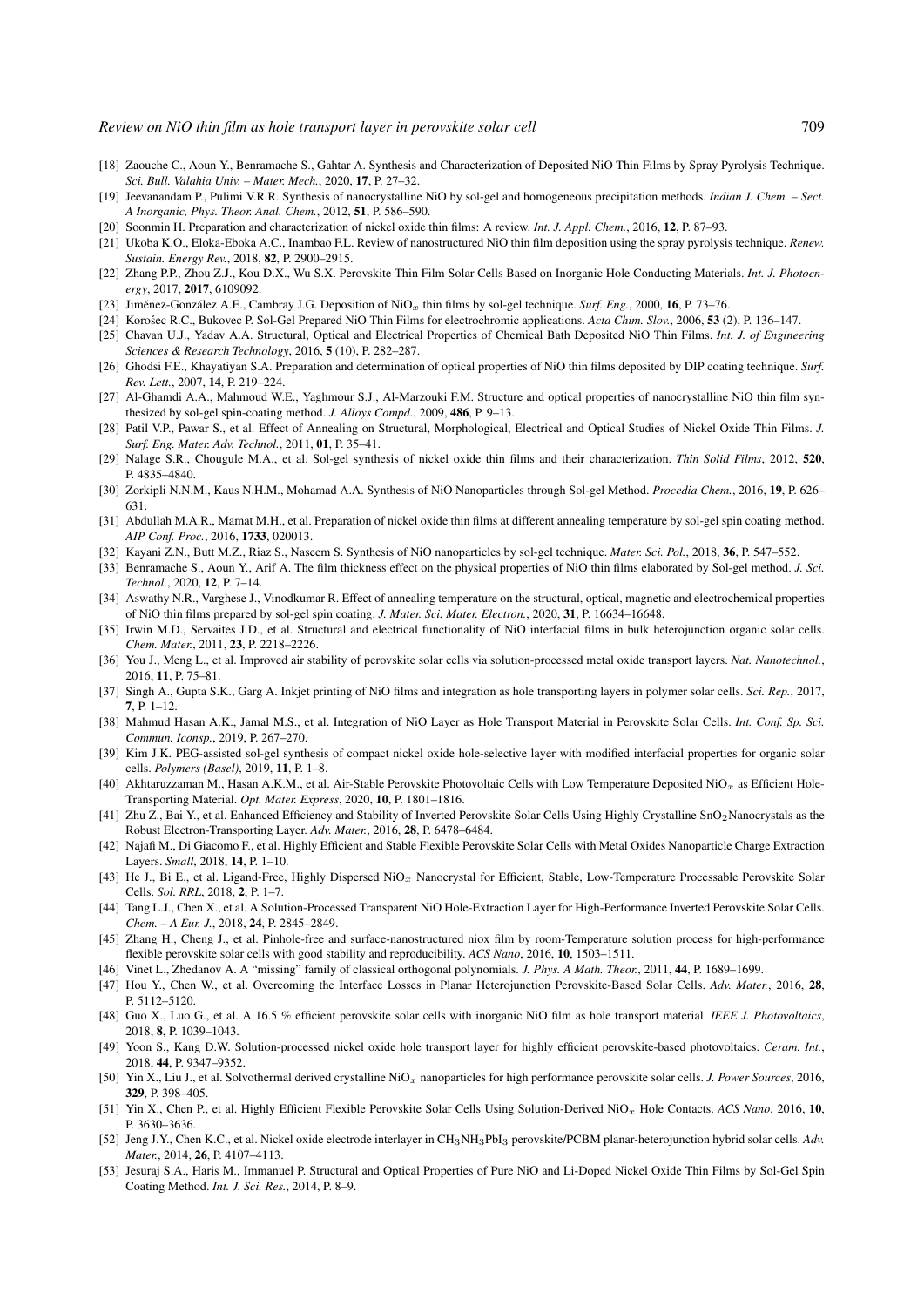[18] Zaouche C., Aoun Y., Benramache S., Gahtar A. Synthesis and Characterization of Deposited NiO Thin Films by Spray Pyrolysis Technique. *Sci. Bull. Valahia Univ. – Mater. Mech.*, 2020, **17**, P. 27–32.

[19] Jeevanandam P., Pulimi V.R.R. Synthesis of nanocrystalline NiO by sol-gel and homogeneous precipitation methods. *Indian J. Chem. – Sect. A Inorganic, Phys. Theor. Anal. Chem.*, 2012, **51**, P. 586–590.

[20] Soonmin H. Preparation and characterization of nickel oxide thin films: A review. *Int. J. Appl. Chem.*, 2016, **12**, P. 87–93.

[21] Ukoba K.O., Eloka-Eboka A.C., Inambao F.L. Review of nanostructured NiO thin film deposition using the spray pyrolysis technique. *Renew. Sustain. Energy Rev.*, 2018, **82**, P. 2900–2915.

[22] Zhang P.P., Zhou Z.J., Kou D.X., Wu S.X. Perovskite Thin Film Solar Cells Based on Inorganic Hole Conducting Materials. *Int. J. Photoenergy*, 2017, **2017**, 6109092.

[23] Jiménez-González A.E., Cambray J.G. Deposition of $NiO_x$ thin films by sol-gel technique. *Surf. Eng.*, 2000, **16**, P. 73–76.

[24] Korošec R.C., Bukovec P. Sol-Gel Prepared NiO Thin Films for electrochromic applications. *Acta Chim. Slov.*, 2006, **53** (2), P. 136–147.

[25] Chavan U.J., Yadav A.A. Structural, Optical and Electrical Properties of Chemical Bath Deposited NiO Thin Films. *Int. J. of Engineering Sciences & Research Technology*, 2016, **5** (10), P. 282–287.

[26] Ghodsi F.E., Khayatiyan S.A. Preparation and determination of optical properties of NiO thin films deposited by DIP coating technique. *Surf. Rev. Lett.*, 2007, **14**, P. 219–224.

[27] Al-Ghamdi A.A., Mahmoud W.E., Yaghmour S.J., Al-Marzouki F.M. Structure and optical properties of nanocrystalline NiO thin film synthesized by sol-gel spin-coating method. *J. Alloys Compd.*, 2009, **486**, P. 9–13.

[28] Patil V.P., Pawar S., et al. Effect of Annealing on Structural, Morphological, Electrical and Optical Studies of Nickel Oxide Thin Films. *J. Surf. Eng. Mater. Adv. Technol.*, 2011, **01**, P. 35–41.

[29] Nalage S.R., Chougule M.A., et al. Sol-gel synthesis of nickel oxide thin films and their characterization. *Thin Solid Films*, 2012, **520**, P. 4835–4840.

[30] Zorkipli N.N.M., Kaus N.H.M., Mohamad A.A. Synthesis of NiO Nanoparticles through Sol-gel Method. *Procedia Chem.*, 2016, **19**, P. 626–631.

[31] Abdullah M.A.R., Mamat M.H., et al. Preparation of nickel oxide thin films at different annealing temperature by sol-gel spin coating method. *AIP Conf. Proc.*, 2016, **1733**, 020013.

[32] Kayani Z.N., Butt M.Z., Riaz S., Naseem S. Synthesis of NiO nanoparticles by sol-gel technique. *Mater. Sci. Pol.*, 2018, **36**, P. 547–552.

[33] Benramache S., Aoun Y., Arif A. The film thickness effect on the physical properties of NiO thin films elaborated by Sol-gel method. *J. Sci. Technol.*, 2020, **12**, P. 7–14.

[34] Aswathy N.R., Varghese J., Vinodkumar R. Effect of annealing temperature on the structural, optical, magnetic and electrochemical properties of NiO thin films prepared by sol-gel spin coating. *J. Mater. Sci. Mater. Electron.*, 2020, **31**, P. 16634–16648.

[35] Irwin M.D., Servaites J.D., et al. Structural and electrical functionality of NiO interfacial films in bulk heterojunction organic solar cells. *Chem. Mater.*, 2011, **23**, P. 2218–2226.

[36] You J., Meng L., et al. Improved air stability of perovskite solar cells via solution-processed metal oxide transport layers. *Nat. Nanotechnol.*, 2016, **11**, P. 75–81.

[37] Singh A., Gupta S.K., Garg A. Inkjet printing of NiO films and integration as hole transporting layers in polymer solar cells. *Sci. Rep.*, 2017, **7**, P. 1–12.

[38] Mahmud Hasan A.K., Jamal M.S., et al. Integration of NiO Layer as Hole Transport Material in Perovskite Solar Cells. *Int. Conf. Sp. Sci. Commun. Iconsp.*, 2019, P. 267–270.

[39] Kim J.K. PEG-assisted sol-gel synthesis of compact nickel oxide hole-selective layer with modified interfacial properties for organic solar cells. *Polymers (Basel)*, 2019, **11**, P. 1–8.

[40] Akhtaruzzaman M., Hasan A.K.M., et al. Air-Stable Perovskite Photovoltaic Cells with Low Temperature Deposited $NiO_x$ as Efficient Hole-Transporting Material. *Opt. Mater. Express*, 2020, **10**, P. 1801–1816.

[41] Zhu Z., Bai Y., et al. Enhanced Efficiency and Stability of Inverted Perovskite Solar Cells Using Highly Crystalline $SnO_2$Nanocrystals as the Robust Electron-Transporting Layer. *Adv. Mater.*, 2016, **28**, P. 6478–6484.

[42] Najafi M., Di Giacomo F., et al. Highly Efficient and Stable Flexible Perovskite Solar Cells with Metal Oxides Nanoparticle Charge Extraction Layers. *Small*, 2018, **14**, P. 1–10.

[43] He J., Bi E., et al. Ligand-Free, Highly Dispersed $NiO_x$ Nanocrystal for Efficient, Stable, Low-Temperature Processable Perovskite Solar Cells. *Sol. RRL*, 2018, **2**, P. 1–7.

[44] Tang L.J., Chen X., et al. A Solution-Processed Transparent NiO Hole-Extraction Layer for High-Performance Inverted Perovskite Solar Cells. *Chem. – A Eur. J.*, 2018, **24**, P. 2845–2849.

[45] Zhang H., Cheng J., et al. Pinhole-free and surface-nanostructured niox film by room-Temperature solution process for high-performance flexible perovskite solar cells with good stability and reproducibility. *ACS Nano*, 2016, **10**, P. 1503–1511.

[46] Vinet L., Zhedanov A. A "missing" family of classical orthogonal polynomials. *J. Phys. A Math. Theor.*, 2011, **44**, P. 1689–1699.

[47] Hou Y., Chen W., et al. Overcoming the Interface Losses in Planar Heterojunction Perovskite-Based Solar Cells. *Adv. Mater.*, 2016, **28**, P. 5112–5120.

[48] Guo X., Luo G., et al. A 16.5 % efficient perovskite solar cells with inorganic NiO film as hole transport material. *IEEE J. Photovoltaics*, 2018, **8**, P. 1039–1043.

[49] Yoon S., Kang D.W. Solution-processed nickel oxide hole transport layer for highly efficient perovskite-based photovoltaics. *Ceram. Int.*, 2018, **44**, P. 9347–9352.

[50] Yin X., Liu J., et al. Solvothermal derived crystalline $NiO_x$ nanoparticles for high performance perovskite solar cells. *J. Power Sources*, 2016, **329**, P. 398–405.

[51] Yin X., Chen P., et al. Highly Efficient Flexible Perovskite Solar Cells Using Solution-Derived $NiO_x$ Hole Contacts. *ACS Nano*, 2016, **10**, P. 3630–3636.

[52] Jeng J.Y., Chen K.C., et al. Nickel oxide electrode interlayer in $CH_3NH_3PbI_3$ perovskite/PCBM planar-heterojunction hybrid solar cells. *Adv. Mater.*, 2014, **26**, P. 4107–4113.

[53] Jesuraj S.A., Haris M., Immanuel P. Structural and Optical Properties of Pure NiO and Li-Doped Nickel Oxide Thin Films by Sol-Gel Spin Coating Method. *Int. J. Sci. Res.*, 2014, P. 8–9.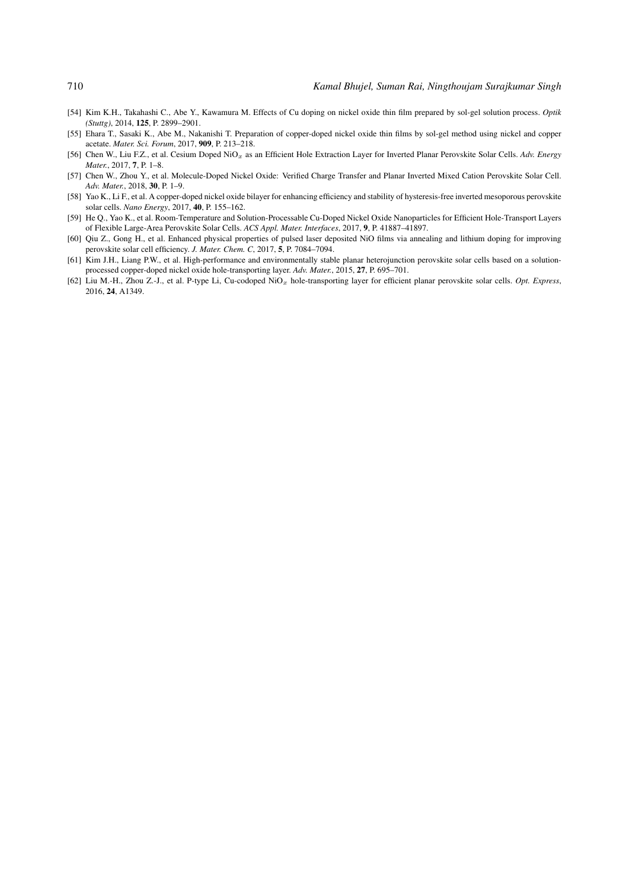[54] Kim K.H., Takahashi C., Abe Y., Kawamura M. Effects of Cu doping on nickel oxide thin film prepared by sol-gel solution process. *Optik (Stuttg)*, 2014, **125**, P. 2899–2901.

[55] Ehara T., Sasaki K., Abe M., Nakanishi T. Preparation of copper-doped nickel oxide thin films by sol-gel method using nickel and copper acetate. *Mater. Sci. Forum*, 2017, **909**, P. 213–218.

[56] Chen W., Liu F.Z., et al. Cesium Doped $NiO_x$ as an Efficient Hole Extraction Layer for Inverted Planar Perovskite Solar Cells. *Adv. Energy Mater.*, 2017, **7**, P. 1–8.

[57] Chen W., Zhou Y., et al. Molecule-Doped Nickel Oxide: Verified Charge Transfer and Planar Inverted Mixed Cation Perovskite Solar Cell. *Adv. Mater.*, 2018, **30**, P. 1–9.

[58] Yao K., Li F., et al. A copper-doped nickel oxide bilayer for enhancing efficiency and stability of hysteresis-free inverted mesoporous perovskite solar cells. *Nano Energy*, 2017, **40**, P. 155–162.

[59] He Q., Yao K., et al. Room-Temperature and Solution-Processable Cu-Doped Nickel Oxide Nanoparticles for Efficient Hole-Transport Layers of Flexible Large-Area Perovskite Solar Cells. *ACS Appl. Mater. Interfaces*, 2017, **9**, P. 41887–41897.

[60] Qiu Z., Gong H., et al. Enhanced physical properties of pulsed laser deposited NiO films via annealing and lithium doping for improving perovskite solar cell efficiency. *J. Mater. Chem. C*, 2017, **5**, P. 7084–7094.

[61] Kim J.H., Liang P.W., et al. High-performance and environmentally stable planar heterojunction perovskite solar cells based on a solution-processed copper-doped nickel oxide hole-transporting layer. *Adv. Mater.*, 2015, **27**, P. 695–701.

[62] Liu M.-H., Zhou Z.-J., et al. P-type Li, Cu-codoped $NiO_x$ hole-transporting layer for efficient planar perovskite solar cells. *Opt. Express*, 2016, **24**, A1349.